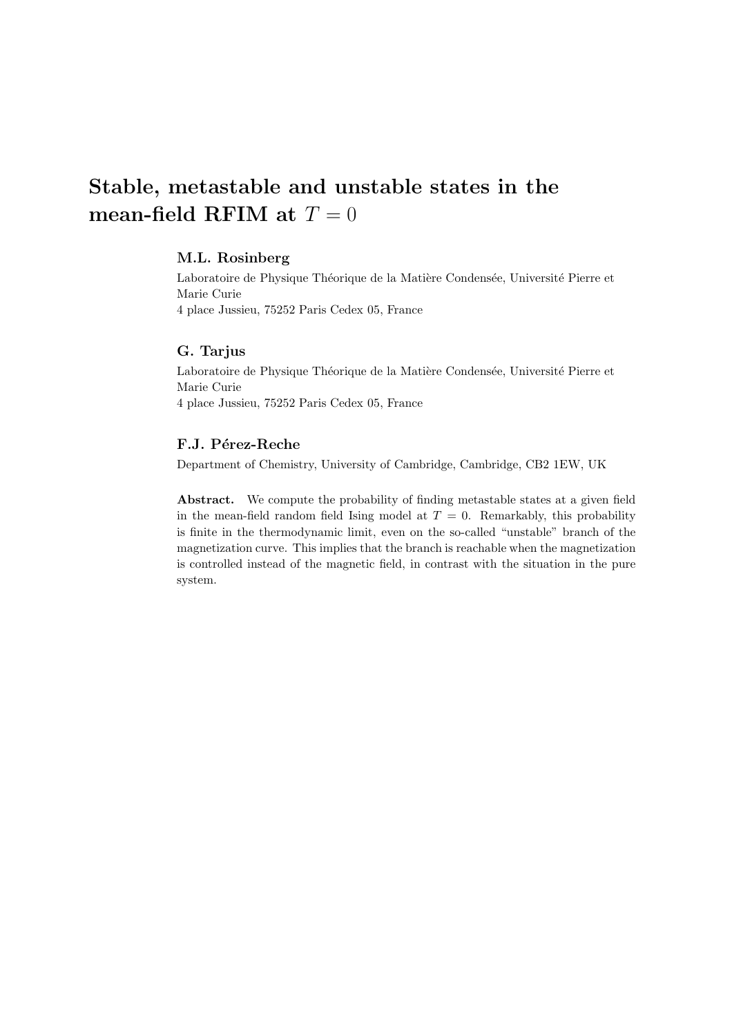# Stable, metastable and unstable states in the mean-field RFIM at $T = 0$

**M.L. Rosinberg**

Laboratoire de Physique Théorique de la Matière Condensée, Université Pierre et Marie Curie
4 place Jussieu, 75252 Paris Cedex 05, France

**G. Tarjus**

Laboratoire de Physique Théorique de la Matière Condensée, Université Pierre et Marie Curie
4 place Jussieu, 75252 Paris Cedex 05, France

**F.J. Pérez-Reche**

Department of Chemistry, University of Cambridge, Cambridge, CB2 1EW, UK

**Abstract.** We compute the probability of finding metastable states at a given field in the mean-field random field Ising model at $T = 0$. Remarkably, this probability is finite in the thermodynamic limit, even on the so-called "unstable" branch of the magnetization curve. This implies that the branch is reachable when the magnetization is controlled instead of the magnetic field, in contrast with the situation in the pure system.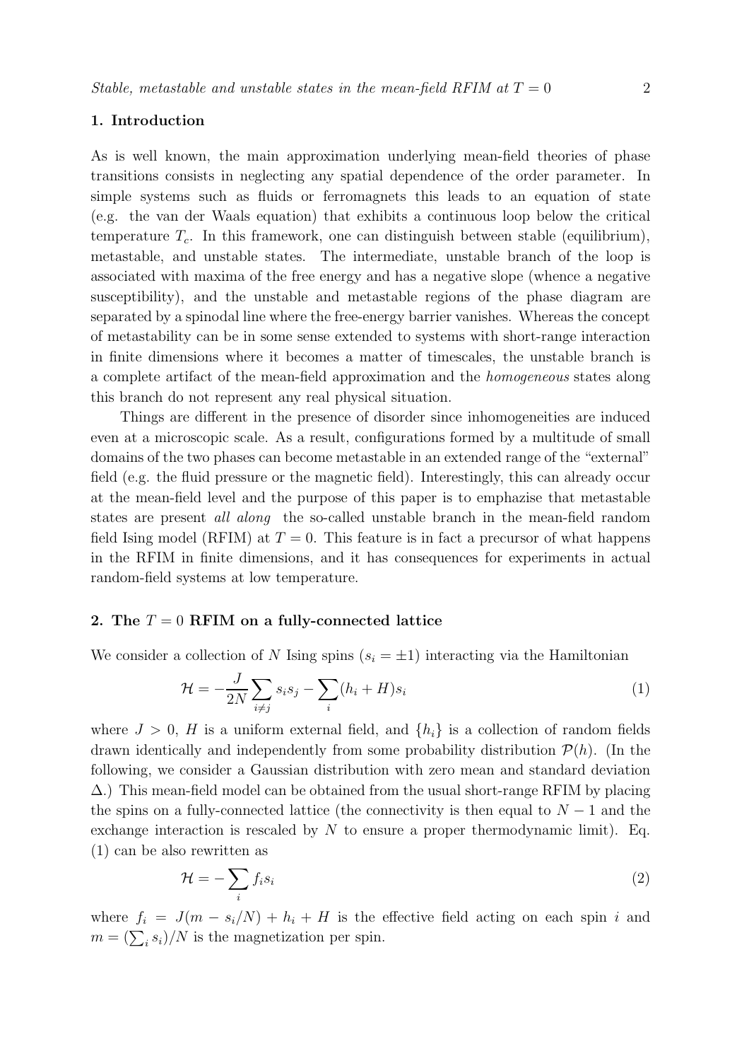## 1. Introduction

As is well known, the main approximation underlying mean-field theories of phase transitions consists in neglecting any spatial dependence of the order parameter. In simple systems such as fluids or ferromagnets this leads to an equation of state (e.g. the van der Waals equation) that exhibits a continuous loop below the critical temperature $T_c$. In this framework, one can distinguish between stable (equilibrium), metastable, and unstable states. The intermediate, unstable branch of the loop is associated with maxima of the free energy and has a negative slope (whence a negative susceptibility), and the unstable and metastable regions of the phase diagram are separated by a spinodal line where the free-energy barrier vanishes. Whereas the concept of metastability can be in some sense extended to systems with short-range interaction in finite dimensions where it becomes a matter of timescales, the unstable branch is a complete artifact of the mean-field approximation and the *homogeneous* states along this branch do not represent any real physical situation.

Things are different in the presence of disorder since inhomogeneities are induced even at a microscopic scale. As a result, configurations formed by a multitude of small domains of the two phases can become metastable in an extended range of the "external" field (e.g. the fluid pressure or the magnetic field). Interestingly, this can already occur at the mean-field level and the purpose of this paper is to emphasize that metastable states are present *all along* the so-called unstable branch in the mean-field random field Ising model (RFIM) at $T = 0$. This feature is in fact a precursor of what happens in the RFIM in finite dimensions, and it has consequences for experiments in actual random-field systems at low temperature.

## 2. The $T = 0$ RFIM on a fully-connected lattice

We consider a collection of $N$ Ising spins ($s_i = \pm 1$) interacting via the Hamiltonian

$$\mathcal{H} = -\frac{J}{2N}\sum_{i \neq j} s_i s_j - \sum_i (h_i + H) s_i \tag{1}$$

where $J > 0$, $H$ is a uniform external field, and $\{h_i\}$ is a collection of random fields drawn identically and independently from some probability distribution $\mathcal{P}(h)$. (In the following, we consider a Gaussian distribution with zero mean and standard deviation $\Delta$.) This mean-field model can be obtained from the usual short-range RFIM by placing the spins on a fully-connected lattice (the connectivity is then equal to $N - 1$ and the exchange interaction is rescaled by $N$ to ensure a proper thermodynamic limit). Eq. (1) can be also rewritten as

$$\mathcal{H} = -\sum_i f_i s_i \tag{2}$$

where $f_i = J(m - s_i/N) + h_i + H$ is the effective field acting on each spin $i$ and $m = (\sum_i s_i)/N$ is the magnetization per spin.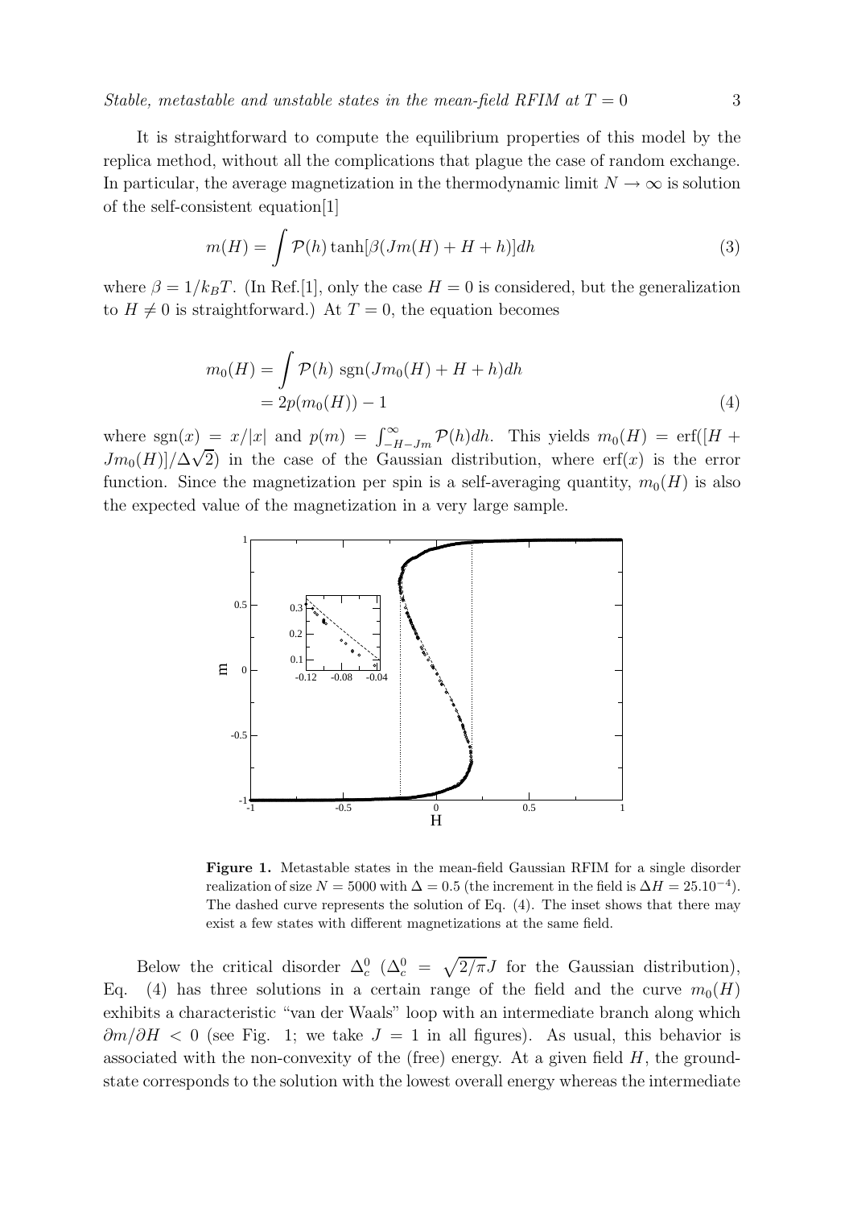It is straightforward to compute the equilibrium properties of this model by the replica method, without all the complications that plague the case of random exchange. In particular, the average magnetization in the thermodynamic limit $N \to \infty$ is solution of the self-consistent equation[1]

$$m(H) = \int \mathcal{P}(h) \tanh[\beta(Jm(H) + H + h)]dh \tag{3}$$

where $\beta = 1/k_B T$. (In Ref.[1], only the case $H = 0$ is considered, but the generalization to $H \neq 0$ is straightforward.) At $T = 0$, the equation becomes

$$\begin{aligned} m_0(H) &= \int \mathcal{P}(h) \ \mathrm{sgn}(Jm_0(H) + H + h)dh \\ &= 2p(m_0(H)) - 1 \end{aligned} \tag{4}$$

where $\mathrm{sgn}(x) = x/|x|$ and $p(m) = \int_{-H-Jm}^{\infty} \mathcal{P}(h)dh$. This yields $m_0(H) = \mathrm{erf}([H + Jm_0(H)]/\Delta\sqrt{2})$ in the case of the Gaussian distribution, where $\mathrm{erf}(x)$ is the error function. Since the magnetization per spin is a self-averaging quantity, $m_0(H)$ is also the expected value of the magnetization in a very large sample.

**Figure 1.** Metastable states in the mean-field Gaussian RFIM for a single disorder realization of size $N = 5000$ with $\Delta = 0.5$ (the increment in the field is $\Delta H = 25.10^{-4}$). The dashed curve represents the solution of Eq. (4). The inset shows that there may exist a few states with different magnetizations at the same field.

Below the critical disorder $\Delta_c^0$ ($\Delta_c^0 = \sqrt{2/\pi}J$ for the Gaussian distribution), Eq. (4) has three solutions in a certain range of the field and the curve $m_0(H)$ exhibits a characteristic "van der Waals" loop with an intermediate branch along which $\partial m/\partial H < 0$ (see Fig. 1; we take $J = 1$ in all figures). As usual, this behavior is associated with the non-convexity of the (free) energy. At a given field $H$, the ground-state corresponds to the solution with the lowest overall energy whereas the intermediate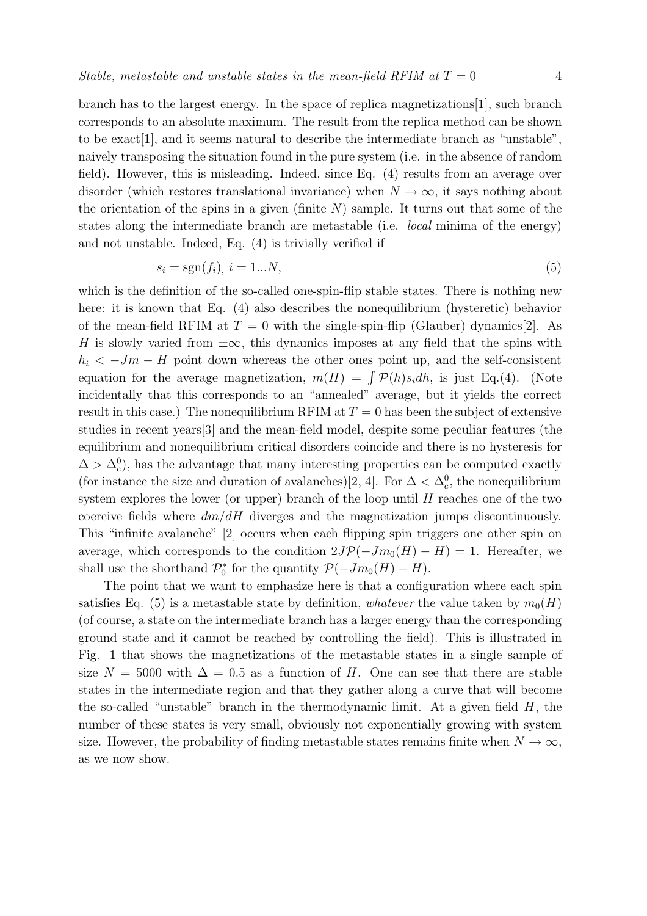branch has to the largest energy. In the space of replica magnetizations[1], such branch corresponds to an absolute maximum. The result from the replica method can be shown to be exact[1], and it seems natural to describe the intermediate branch as "unstable", naively transposing the situation found in the pure system (i.e. in the absence of random field). However, this is misleading. Indeed, since Eq. (4) results from an average over disorder (which restores translational invariance) when $N \to \infty$, it says nothing about the orientation of the spins in a given (finite $N$) sample. It turns out that some of the states along the intermediate branch are metastable (i.e. *local* minima of the energy) and not unstable. Indeed, Eq. (4) is trivially verified if

$$s_i = \mathrm{sgn}(f_i),\ i = 1...N, \tag{5}$$

which is the definition of the so-called one-spin-flip stable states. There is nothing new here: it is known that Eq. (4) also describes the nonequilibrium (hysteretic) behavior of the mean-field RFIM at $T = 0$ with the single-spin-flip (Glauber) dynamics[2]. As $H$ is slowly varied from $\pm\infty$, this dynamics imposes at any field that the spins with $h_i < -Jm - H$ point down whereas the other ones point up, and the self-consistent equation for the average magnetization, $m(H) = \int \mathcal{P}(h) s_i dh$, is just Eq.(4). (Note incidentally that this corresponds to an "annealed" average, but it yields the correct result in this case.) The nonequilibrium RFIM at $T = 0$ has been the subject of extensive studies in recent years[3] and the mean-field model, despite some peculiar features (the equilibrium and nonequilibrium critical disorders coincide and there is no hysteresis for $\Delta > \Delta_c^0$), has the advantage that many interesting properties can be computed exactly (for instance the size and duration of avalanches)[2, 4]. For $\Delta < \Delta_c^0$, the nonequilibrium system explores the lower (or upper) branch of the loop until $H$ reaches one of the two coercive fields where $dm/dH$ diverges and the magnetization jumps discontinuously. This "infinite avalanche" [2] occurs when each flipping spin triggers one other spin on average, which corresponds to the condition $2J\mathcal{P}(-Jm_0(H) - H) = 1$. Hereafter, we shall use the shorthand $\mathcal{P}_0^*$ for the quantity $\mathcal{P}(-Jm_0(H) - H)$.

The point that we want to emphasize here is that a configuration where each spin satisfies Eq. (5) is a metastable state by definition, *whatever* the value taken by $m_0(H)$ (of course, a state on the intermediate branch has a larger energy than the corresponding ground state and it cannot be reached by controlling the field). This is illustrated in Fig. 1 that shows the magnetizations of the metastable states in a single sample of size $N = 5000$ with $\Delta = 0.5$ as a function of $H$. One can see that there are stable states in the intermediate region and that they gather along a curve that will become the so-called "unstable" branch in the thermodynamic limit. At a given field $H$, the number of these states is very small, obviously not exponentially growing with system size. However, the probability of finding metastable states remains finite when $N \to \infty$, as we now show.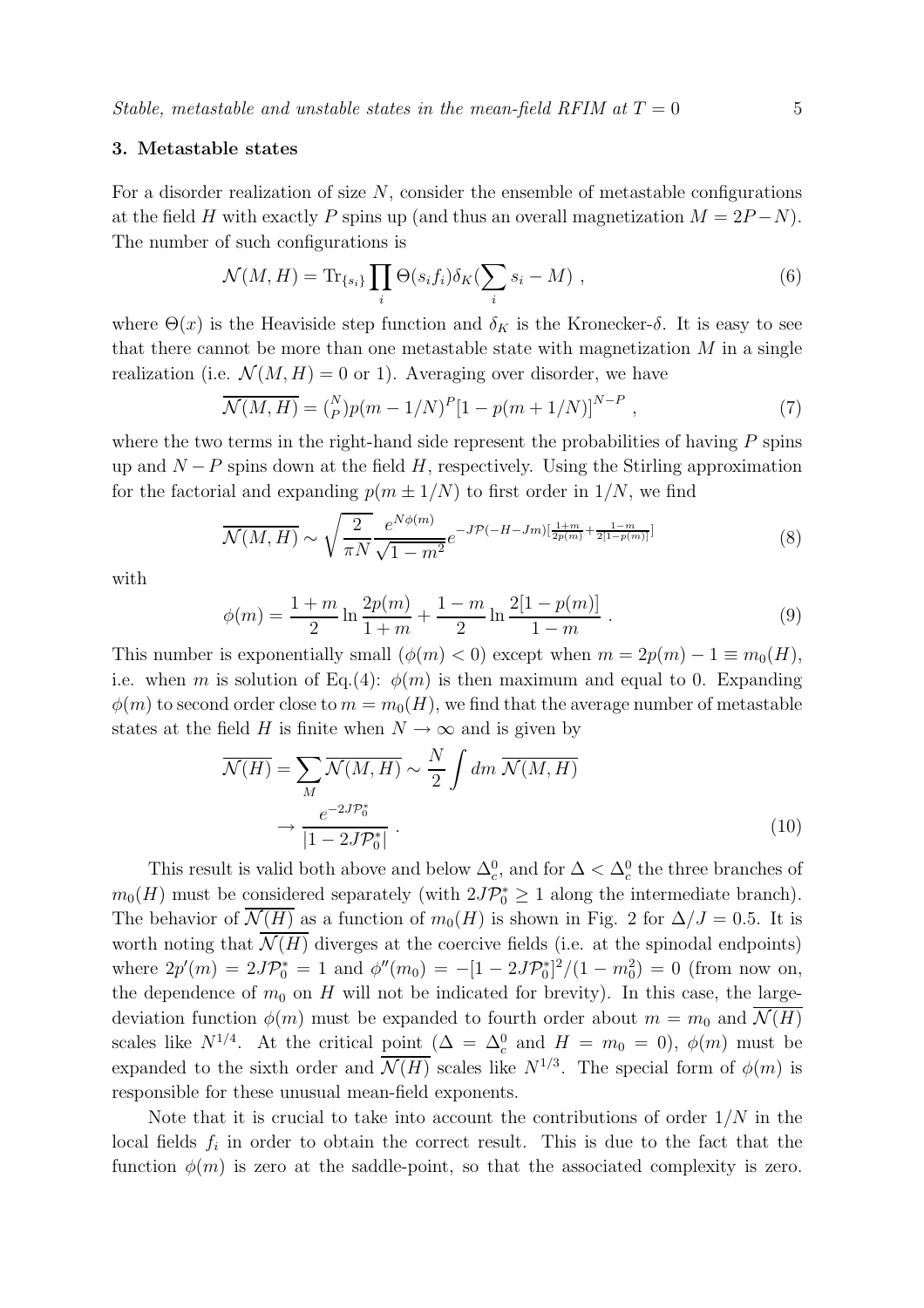### 3. Metastable states

For a disorder realization of size $N$, consider the ensemble of metastable configurations at the field $H$ with exactly $P$ spins up (and thus an overall magnetization $M = 2P - N$). The number of such configurations is

$$\mathcal{N}(M,H) = \mathrm{Tr}_{\{s_i\}} \prod_i \Theta(s_i f_i) \delta_K(\sum_i s_i - M) \ , \tag{6}$$

where $\Theta(x)$ is the Heaviside step function and $\delta_K$ is the Kronecker-$\delta$. It is easy to see that there cannot be more than one metastable state with magnetization $M$ in a single realization (i.e. $\mathcal{N}(M,H) = 0$ or 1). Averaging over disorder, we have

$$\overline{\mathcal{N}(M,H)} = \binom{N}{P} p(m - 1/N)^P [1 - p(m + 1/N)]^{N-P} \ , \tag{7}$$

where the two terms in the right-hand side represent the probabilities of having $P$ spins up and $N - P$ spins down at the field $H$, respectively. Using the Stirling approximation for the factorial and expanding $p(m \pm 1/N)$ to first order in $1/N$, we find

$$\overline{\mathcal{N}(M,H)} \sim \sqrt{\frac{2}{\pi N}} \frac{e^{N\phi(m)}}{\sqrt{1-m^2}} e^{-J\mathcal{P}(-H-Jm)[\frac{1+m}{2p(m)} + \frac{1-m}{2[1-p(m)]}]} \tag{8}$$

with

$$\phi(m) = \frac{1+m}{2} \ln \frac{2p(m)}{1+m} + \frac{1-m}{2} \ln \frac{2[1-p(m)]}{1-m} \ . \tag{9}$$

This number is exponentially small ($\phi(m) < 0$) except when $m = 2p(m) - 1 \equiv m_0(H)$, i.e. when $m$ is solution of Eq.(4): $\phi(m)$ is then maximum and equal to 0. Expanding $\phi(m)$ to second order close to $m = m_0(H)$, we find that the average number of metastable states at the field $H$ is finite when $N \to \infty$ and is given by

$$\begin{aligned} \overline{\mathcal{N}(H)} &= \sum_M \overline{\mathcal{N}(M,H)} \sim \frac{N}{2} \int dm \ \overline{\mathcal{N}(M,H)} \\ &\to \frac{e^{-2J\mathcal{P}_0^*}}{|1 - 2J\mathcal{P}_0^*|} \ . \end{aligned} \tag{10}$$

This result is valid both above and below $\Delta_c^0$, and for $\Delta < \Delta_c^0$ the three branches of $m_0(H)$ must be considered separately (with $2J\mathcal{P}_0^* \geq 1$ along the intermediate branch). The behavior of $\overline{\mathcal{N}(H)}$ as a function of $m_0(H)$ is shown in Fig. 2 for $\Delta/J = 0.5$. It is worth noting that $\overline{\mathcal{N}(H)}$ diverges at the coercive fields (i.e. at the spinodal endpoints) where $2p'(m) = 2J\mathcal{P}_0^* = 1$ and $\phi''(m_0) = -[1 - 2J\mathcal{P}_0^*]^2/(1 - m_0^2) = 0$ (from now on, the dependence of $m_0$ on $H$ will not be indicated for brevity). In this case, the large-deviation function $\phi(m)$ must be expanded to fourth order about $m = m_0$ and $\overline{\mathcal{N}(H)}$ scales like $N^{1/4}$. At the critical point ($\Delta = \Delta_c^0$ and $H = m_0 = 0$), $\phi(m)$ must be expanded to the sixth order and $\overline{\mathcal{N}(H)}$ scales like $N^{1/3}$. The special form of $\phi(m)$ is responsible for these unusual mean-field exponents.

Note that it is crucial to take into account the contributions of order $1/N$ in the local fields $f_i$ in order to obtain the correct result. This is due to the fact that the function $\phi(m)$ is zero at the saddle-point, so that the associated complexity is zero.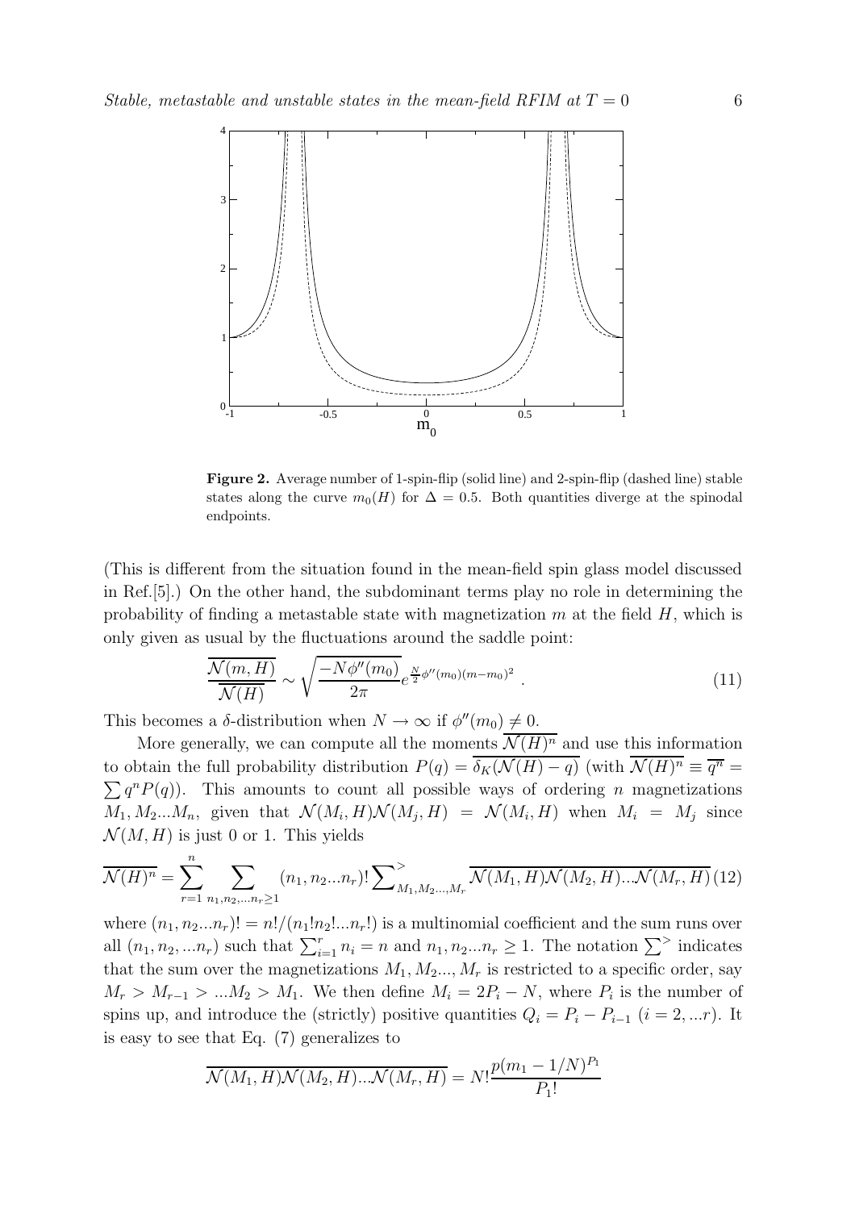**Figure 2.** Average number of 1-spin-flip (solid line) and 2-spin-flip (dashed line) stable states along the curve $m_0(H)$ for $\Delta = 0.5$. Both quantities diverge at the spinodal endpoints.

(This is different from the situation found in the mean-field spin glass model discussed in Ref.[5].) On the other hand, the subdominant terms play no role in determining the probability of finding a metastable state with magnetization $m$ at the field $H$, which is only given as usual by the fluctuations around the saddle point:

$$\frac{\overline{\mathcal{N}(m,H)}}{\overline{\mathcal{N}(H)}} \sim \sqrt{\frac{-N\phi''(m_0)}{2\pi}} e^{\frac{N}{2}\phi''(m_0)(m-m_0)^2} \ . \tag{11}$$

This becomes a $\delta$-distribution when $N \to \infty$ if $\phi''(m_0) \neq 0$.

More generally, we can compute all the moments $\overline{\mathcal{N}(H)^n}$ and use this information to obtain the full probability distribution $P(q) = \overline{\delta_K(\mathcal{N}(H) - q)}$ (with $\overline{\mathcal{N}(H)^n} \equiv \overline{q^n} = \sum q^n P(q)$). This amounts to count all possible ways of ordering $n$ magnetizations $M_1, M_2 ... M_n$, given that $\mathcal{N}(M_i, H)\mathcal{N}(M_j, H) = \mathcal{N}(M_i, H)$ when $M_i = M_j$ since $\mathcal{N}(M, H)$ is just 0 or 1. This yields

$$\overline{\mathcal{N}(H)^n} = \sum_{r=1}^{n} \sum_{n_1, n_2, ... n_r \geq 1} (n_1, n_2 ... n_r)! \sum\nolimits^{>}_{M_1, M_2 ..., M_r} \overline{\mathcal{N}(M_1, H)\mathcal{N}(M_2, H) ... \mathcal{N}(M_r, H)} \tag{12}$$

where $(n_1, n_2 ... n_r)! = n!/(n_1! n_2! ... n_r!)$ is a multinomial coefficient and the sum runs over all $(n_1, n_2, ... n_r)$ such that $\sum_{i=1}^{r} n_i = n$ and $n_1, n_2 ... n_r \geq 1$. The notation $\sum^{>}$ indicates that the sum over the magnetizations $M_1, M_2 ..., M_r$ is restricted to a specific order, say $M_r > M_{r-1} > ... M_2 > M_1$. We then define $M_i = 2P_i - N$, where $P_i$ is the number of spins up, and introduce the (strictly) positive quantities $Q_i = P_i - P_{i-1}$ $(i = 2, ... r)$. It is easy to see that Eq. (7) generalizes to

$$\overline{\mathcal{N}(M_1, H)\mathcal{N}(M_2, H) ... \mathcal{N}(M_r, H)} = N! \frac{p(m_1 - 1/N)^{P_1}}{P_1!}$$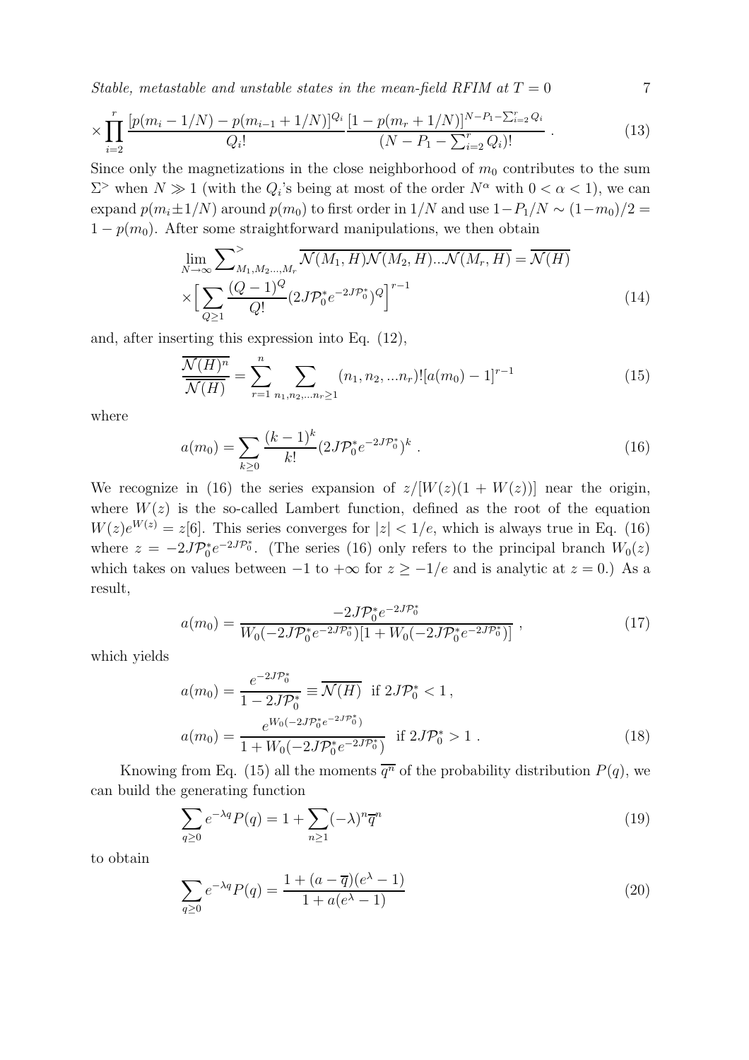$$\times \prod_{i=2}^{r} \frac{[p(m_i - 1/N) - p(m_{i-1} + 1/N)]^{Q_i}}{Q_i!} \frac{[1 - p(m_r + 1/N)]^{N - P_1 - \sum_{i=2}^{r} Q_i}}{(N - P_1 - \sum_{i=2}^{r} Q_i)!} \,. \tag{13}$$

Since only the magnetizations in the close neighborhood of $m_0$ contributes to the sum $\Sigma^>$ when $N \gg 1$ (with the $Q_i$'s being at most of the order $N^\alpha$ with $0 < \alpha < 1$), we can expand $p(m_i \pm 1/N)$ around $p(m_0)$ to first order in $1/N$ and use $1 - P_1/N \sim (1 - m_0)/2 = 1 - p(m_0)$. After some straightforward manipulations, we then obtain

$$\lim_{N\to\infty} \sum\nolimits^{>}_{M_1, M_2 \ldots, M_r} \overline{\mathcal{N}(M_1, H)\mathcal{N}(M_2, H)\ldots\mathcal{N}(M_r, H)} = \overline{\mathcal{N}(H)} \\ \times \Big[ \sum_{Q \geq 1} \frac{(Q-1)^Q}{Q!} (2J\mathcal{P}_0^* e^{-2J\mathcal{P}_0^*})^Q \Big]^{r-1} \tag{14}$$

and, after inserting this expression into Eq. (12),

$$\frac{\overline{\mathcal{N}(H)^n}}{\overline{\mathcal{N}(H)}} = \sum_{r=1}^{n} \sum_{n_1, n_2, \ldots n_r \geq 1} (n_1, n_2, \ldots n_r)! [a(m_0) - 1]^{r-1} \tag{15}$$

where

$$a(m_0) = \sum_{k \geq 0} \frac{(k-1)^k}{k!} (2J\mathcal{P}_0^* e^{-2J\mathcal{P}_0^*})^k \,. \tag{16}$$

We recognize in (16) the series expansion of $z/[W(z)(1 + W(z))]$ near the origin, where $W(z)$ is the so-called Lambert function, defined as the root of the equation $W(z)e^{W(z)} = z$[6]. This series converges for $|z| < 1/e$, which is always true in Eq. (16) where $z = -2J\mathcal{P}_0^* e^{-2J\mathcal{P}_0^*}$. (The series (16) only refers to the principal branch $W_0(z)$ which takes on values between $-1$ to $+\infty$ for $z \geq -1/e$ and is analytic at $z = 0$.) As a result,

$$a(m_0) = \frac{-2J\mathcal{P}_0^* e^{-2J\mathcal{P}_0^*}}{W_0(-2J\mathcal{P}_0^* e^{-2J\mathcal{P}_0^*})[1 + W_0(-2J\mathcal{P}_0^* e^{-2J\mathcal{P}_0^*})]} \,, \tag{17}$$

which yields

$$a(m_0) = \frac{e^{-2J\mathcal{P}_0^*}}{1 - 2J\mathcal{P}_0^*} \equiv \overline{\mathcal{N}(H)} \quad \text{if } 2J\mathcal{P}_0^* < 1 \,, \\ a(m_0) = \frac{e^{W_0(-2J\mathcal{P}_0^* e^{-2J\mathcal{P}_0^*})}}{1 + W_0(-2J\mathcal{P}_0^* e^{-2J\mathcal{P}_0^*})} \quad \text{if } 2J\mathcal{P}_0^* > 1 \,. \tag{18}$$

Knowing from Eq. (15) all the moments $\overline{q^n}$ of the probability distribution $P(q)$, we can build the generating function

$$\sum_{q \geq 0} e^{-\lambda q} P(q) = 1 + \sum_{n \geq 1} (-\lambda)^n \overline{q}^n \tag{19}$$

to obtain

$$\sum_{q \geq 0} e^{-\lambda q} P(q) = \frac{1 + (a - \overline{q})(e^\lambda - 1)}{1 + a(e^\lambda - 1)} \tag{20}$$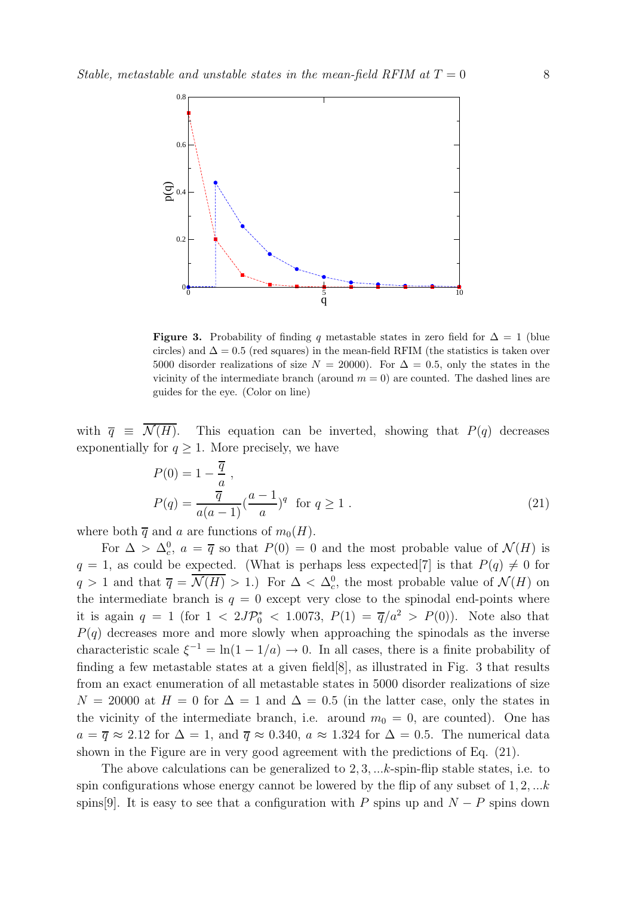**Figure 3.** Probability of finding $q$ metastable states in zero field for $\Delta = 1$ (blue circles) and $\Delta = 0.5$ (red squares) in the mean-field RFIM (the statistics is taken over 5000 disorder realizations of size $N = 20000$). For $\Delta = 0.5$, only the states in the vicinity of the intermediate branch (around $m = 0$) are counted. The dashed lines are guides for the eye. (Color on line)

with $\overline{q} \equiv \overline{\mathcal{N}(H)}$. This equation can be inverted, showing that $P(q)$ decreases exponentially for $q \geq 1$. More precisely, we have

$$P(0) = 1 - \frac{\overline{q}}{a} \ ,$$
$$P(q) = \frac{\overline{q}}{a(a-1)}(\frac{a-1}{a})^q \ \ \text{for } q \geq 1 \ . \tag{21}$$

where both $\overline{q}$ and $a$ are functions of $m_0(H)$.

For $\Delta > \Delta_c^0$, $a = \overline{q}$ so that $P(0) = 0$ and the most probable value of $\mathcal{N}(H)$ is $q = 1$, as could be expected. (What is perhaps less expected[7] is that $P(q) \neq 0$ for $q > 1$ and that $\overline{q} = \overline{\mathcal{N}(H)} > 1$.) For $\Delta < \Delta_c^0$, the most probable value of $\mathcal{N}(H)$ on the intermediate branch is $q = 0$ except very close to the spinodal end-points where it is again $q = 1$ (for $1 < 2J\mathcal{P}_0^* < 1.0073$, $P(1) = \overline{q}/a^2 > P(0)$). Note also that $P(q)$ decreases more and more slowly when approaching the spinodals as the inverse characteristic scale $\xi^{-1} = \ln(1 - 1/a) \to 0$. In all cases, there is a finite probability of finding a few metastable states at a given field[8], as illustrated in Fig. 3 that results from an exact enumeration of all metastable states in 5000 disorder realizations of size $N = 20000$ at $H = 0$ for $\Delta = 1$ and $\Delta = 0.5$ (in the latter case, only the states in the vicinity of the intermediate branch, i.e. around $m_0 = 0$, are counted). One has $a = \overline{q} \approx 2.12$ for $\Delta = 1$, and $\overline{q} \approx 0.340$, $a \approx 1.324$ for $\Delta = 0.5$. The numerical data shown in the Figure are in very good agreement with the predictions of Eq. (21).

The above calculations can be generalized to $2, 3, ...k$-spin-flip stable states, i.e. to spin configurations whose energy cannot be lowered by the flip of any subset of $1, 2, ...k$ spins[9]. It is easy to see that a configuration with $P$ spins up and $N - P$ spins down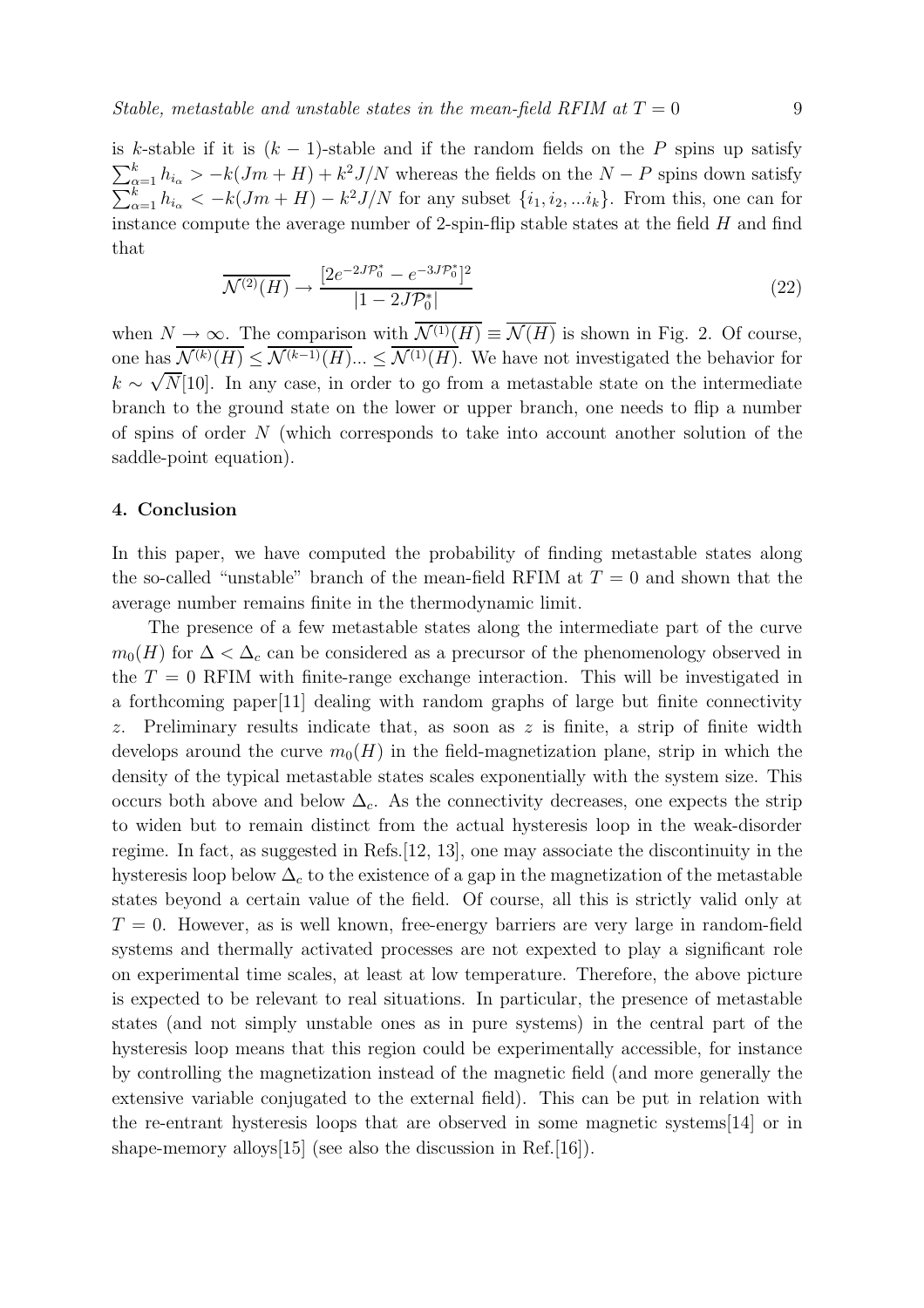is $k$-stable if it is $(k-1)$-stable and if the random fields on the $P$ spins up satisfy $\sum_{\alpha=1}^{k} h_{i_\alpha} > -k(Jm+H) + k^2 J/N$ whereas the fields on the $N-P$ spins down satisfy $\sum_{\alpha=1}^{k} h_{i_\alpha} < -k(Jm+H) - k^2 J/N$ for any subset $\{i_1, i_2, ...i_k\}$. From this, one can for instance compute the average number of 2-spin-flip stable states at the field $H$ and find that

$$\overline{\mathcal{N}^{(2)}(H)} \to \frac{[2e^{-2J\mathcal{P}_0^*} - e^{-3J\mathcal{P}_0^*}]^2}{|1 - 2J\mathcal{P}_0^*|} \tag{22}$$

when $N \to \infty$. The comparison with $\overline{\mathcal{N}^{(1)}(H)} \equiv \overline{\mathcal{N}(H)}$ is shown in Fig. 2. Of course, one has $\overline{\mathcal{N}^{(k)}(H)} \leq \overline{\mathcal{N}^{(k-1)}(H)} ... \leq \overline{\mathcal{N}^{(1)}(H)}$. We have not investigated the behavior for $k \sim \sqrt{N}$[10]. In any case, in order to go from a metastable state on the intermediate branch to the ground state on the lower or upper branch, one needs to flip a number of spins of order $N$ (which corresponds to take into account another solution of the saddle-point equation).

## 4. Conclusion

In this paper, we have computed the probability of finding metastable states along the so-called "unstable" branch of the mean-field RFIM at $T=0$ and shown that the average number remains finite in the thermodynamic limit.

The presence of a few metastable states along the intermediate part of the curve $m_0(H)$ for $\Delta < \Delta_c$ can be considered as a precursor of the phenomenology observed in the $T=0$ RFIM with finite-range exchange interaction. This will be investigated in a forthcoming paper[11] dealing with random graphs of large but finite connectivity $z$. Preliminary results indicate that, as soon as $z$ is finite, a strip of finite width develops around the curve $m_0(H)$ in the field-magnetization plane, strip in which the density of the typical metastable states scales exponentially with the system size. This occurs both above and below $\Delta_c$. As the connectivity decreases, one expects the strip to widen but to remain distinct from the actual hysteresis loop in the weak-disorder regime. In fact, as suggested in Refs.[12, 13], one may associate the discontinuity in the hysteresis loop below $\Delta_c$ to the existence of a gap in the magnetization of the metastable states beyond a certain value of the field. Of course, all this is strictly valid only at $T=0$. However, as is well known, free-energy barriers are very large in random-field systems and thermally activated processes are not expexted to play a significant role on experimental time scales, at least at low temperature. Therefore, the above picture is expected to be relevant to real situations. In particular, the presence of metastable states (and not simply unstable ones as in pure systems) in the central part of the hysteresis loop means that this region could be experimentally accessible, for instance by controlling the magnetization instead of the magnetic field (and more generally the extensive variable conjugated to the external field). This can be put in relation with the re-entrant hysteresis loops that are observed in some magnetic systems[14] or in shape-memory alloys[15] (see also the discussion in Ref.[16]).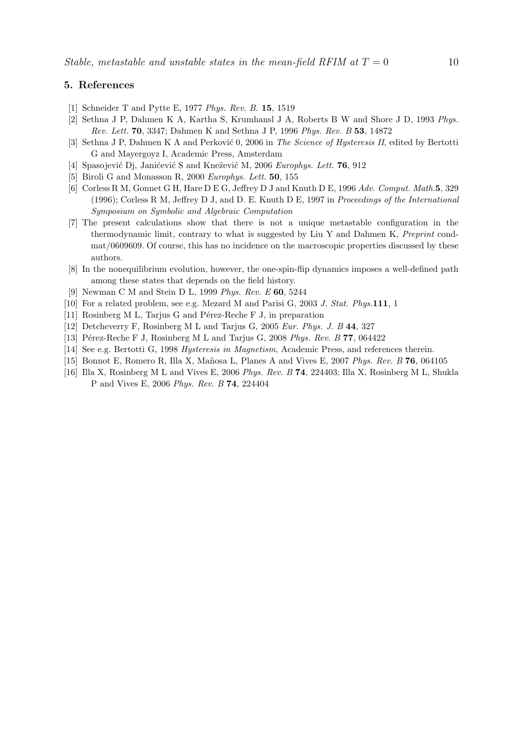## 5. References

[1] Schneider T and Pytte E, 1977 *Phys. Rev. B.* **15**, 1519

[2] Sethna J P, Dahmen K A, Kartha S, Krumhansl J A, Roberts B W and Shore J D, 1993 *Phys. Rev. Lett.* **70**, 3347; Dahmen K and Sethna J P, 1996 *Phys. Rev. B* **53**, 14872

[3] Sethna J P, Dahmen K A and Perković 0, 2006 in *The Science of Hysteresis II*, edited by Bertotti G and Mayergoyz I, Academic Press, Amsterdam

[4] Spasojević Dj, Janićević S and Knežević M, 2006 *Europhys. Lett.* **76**, 912

[5] Biroli G and Monasson R, 2000 *Europhys. Lett.* **50**, 155

[6] Corless R M, Gonnet G H, Hare D E G, Jeffrey D J and Knuth D E, 1996 *Adv. Comput. Math.***5**, 329 (1996); Corless R M, Jeffrey D J, and D. E. Knuth D E, 1997 in *Proceedings of the International Symposium on Symbolic and Algebraic Computation*

[7] The present calculations show that there is not a unique metastable configuration in the thermodynamic limit, contrary to what is suggested by Liu Y and Dahmen K, *Preprint* cond-mat/0609609. Of course, this has no incidence on the macroscopic properties discussed by these authors.

[8] In the nonequilibrium evolution, however, the one-spin-flip dynamics imposes a well-defined path among these states that depends on the field history.

[9] Newman C M and Stein D L, 1999 *Phys. Rev. E* **60**, 5244

[10] For a related problem, see e.g. Mezard M and Parisi G, 2003 *J. Stat. Phys.***111**, 1

[11] Rosinberg M L, Tarjus G and Pérez-Reche F J, in preparation

[12] Detcheverry F, Rosinberg M L and Tarjus G, 2005 *Eur. Phys. J. B* **44**, 327

[13] Pérez-Reche F J, Rosinberg M L and Tarjus G, 2008 *Phys. Rev. B* **77**, 064422

[14] See e.g. Bertotti G, 1998 *Hysteresis in Magnetism*, Academic Press, and references therein.

[15] Bonnot E, Romero R, Illa X, Mañosa L, Planes A and Vives E, 2007 *Phys. Rev. B* **76**, 064105

[16] Illa X, Rosinberg M L and Vives E, 2006 *Phys. Rev. B* **74**, 224403; Illa X, Rosinberg M L, Shukla P and Vives E, 2006 *Phys. Rev. B* **74**, 224404